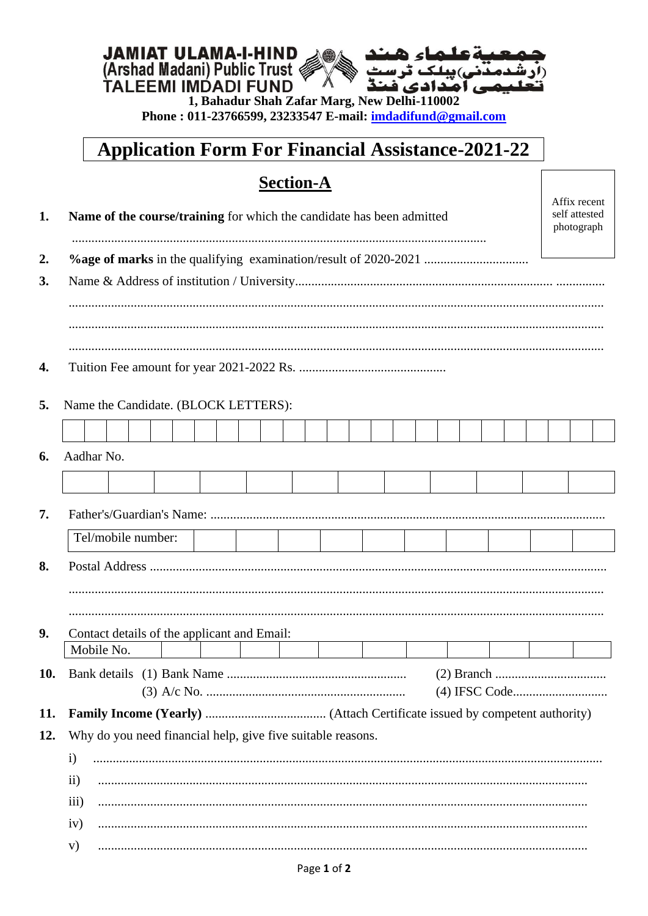**JAMIAT ULAMA-I-HIND**
**(Arshad Madani) Public Trust**
**TALEEMI IMDADI FUND**

**جمعیۃ علماء ہند**
**(ارشد مدنی) پبلک ٹرسٹ**
**تعلیمی امدادی فنڈ**

**1, Bahadur Shah Zafar Marg, New Delhi-110002**
**Phone : 011-23766599, 23233547 E-mail: imdadifund@gmail.com**

# Application Form For Financial Assistance-2021-22

## Section-A

Affix recent self attested photograph

1. **Name of the course/training** for which the candidate has been admitted ..............................................................................................................................

2. **%age of marks** in the qualifying examination/result of 2020-2021 ...............................

3. Name & Address of institution / University............................................................................. ..............
.................................................................................................................................................
.................................................................................................................................................
.................................................................................................................................................

4. Tuition Fee amount for year 2021-2022 Rs. .............................................

5. Name the Candidate. (BLOCK LETTERS):

| | | | | | | | | | | | | | | | | | | | | | | | | |
|---|---|---|---|---|---|---|---|---|---|---|---|---|---|---|---|---|---|---|---|---|---|---|---|---|
| | | | | | | | | | | | | | | | | | | | | | | | | |

6. Aadhar No.

| | | | | | | | | | | | |
|---|---|---|---|---|---|---|---|---|---|---|---|
| | | | | | | | | | | | |

7. Father's/Guardian's Name: ......................................................................................................................

| Tel/mobile number: | | | | | | | | | | |
|---|---|---|---|---|---|---|---|---|---|---|

8. Postal Address .........................................................................................................................................
.................................................................................................................................................
.................................................................................................................................................

9. Contact details of the applicant and Email:

| Mobile No. | | | | | | | | | | | |
|---|---|---|---|---|---|---|---|---|---|---|---|

10. Bank details (1) Bank Name ...................................................... (2) Branch ..................................
(3) A/c No. ............................................................ (4) IFSC Code.............................

11. **Family Income (Yearly)** .................................... (Attach Certificate issued by competent authority)

12. Why do you need financial help, give five suitable reasons.
    i) .........................................................................................................................................
    ii) ...................................................................................................................................
    iii) ...................................................................................................................................
    iv) ...................................................................................................................................
    v) ...................................................................................................................................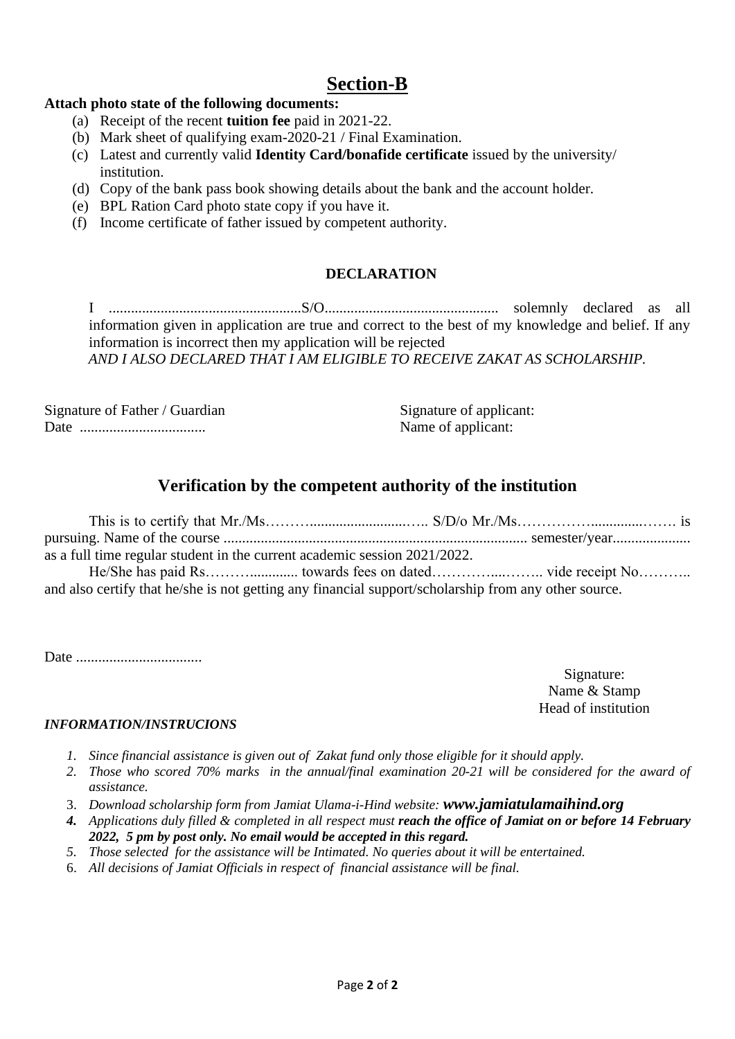## Section-B

**Attach photo state of the following documents:**

(a) Receipt of the recent **tuition fee** paid in 2021-22.
(b) Mark sheet of qualifying exam-2020-21 / Final Examination.
(c) Latest and currently valid **Identity Card/bonafide certificate** issued by the university/ institution.
(d) Copy of the bank pass book showing details about the bank and the account holder.
(e) BPL Ration Card photo state copy if you have it.
(f) Income certificate of father issued by competent authority.

**DECLARATION**

I ....................................................S/O.............................................. solemnly declared as all information given in application are true and correct to the best of my knowledge and belief. If any information is incorrect then my application will be rejected
*AND I ALSO DECLARED THAT I AM ELIGIBLE TO RECEIVE ZAKAT AS SCHOLARSHIP.*

Signature of Father / Guardian
Date .................................

Signature of applicant:
Name of applicant:

## Verification by the competent authority of the institution

This is to certify that Mr./Ms………...........................….. S/D/o Mr./Ms……………..............……. is pursuing. Name of the course ................................................................................ semester/year.................... as a full time regular student in the current academic session 2021/2022.

He/She has paid Rs………............ towards fees on dated…………....…….. vide receipt No……….. and also certify that he/she is not getting any financial support/scholarship from any other source.

Date .................................

Signature:
Name & Stamp
Head of institution

***INFORMATION/INSTRUCIONS***

1. *Since financial assistance is given out of Zakat fund only those eligible for it should apply.*
2. *Those who scored 70% marks in the annual/final examination 20-21 will be considered for the award of assistance.*
3. *Download scholarship form from Jamiat Ulama-i-Hind website:* ***www.jamiatulamaihind.org***
4. *Applications duly filled & completed in all respect must* ***reach the office of Jamiat on or before 14 February 2022, 5 pm by post only. No email would be accepted in this regard.***
5. *Those selected for the assistance will be Intimated. No queries about it will be entertained.*
6. *All decisions of Jamiat Officials in respect of financial assistance will be final.*